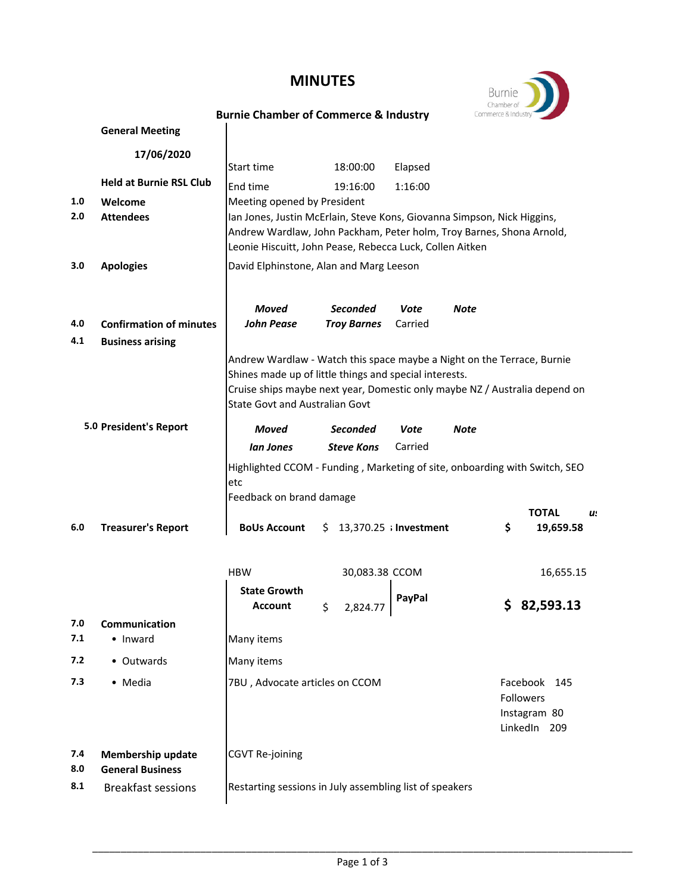# MINUTES

## Burnie Chamber of Commerce & Industry

**General Meeting**

**17/06/2020**

**Held at Burnie RSL Club**

| | |
|---|---|
| Start time | 18:00:00 |
| End time | 19:16:00 |
| Elapsed | 1:16:00 |

**1.0 Welcome**

Meeting opened by President

**2.0 Attendees**

Ian Jones, Justin McErlain, Steve Kons, Giovanna Simpson, Nick Higgins, Andrew Wardlaw, John Packham, Peter holm, Troy Barnes, Shona Arnold, Leonie Hiscuitt, John Pease, Rebecca Luck, Collen Aitken

**3.0 Apologies**

David Elphinstone, Alan and Marg Leeson

**4.0 Confirmation of minutes**

| *Moved* | *Seconded* | *Vote* | *Note* |
|---|---|---|---|
| ***John Pease*** | ***Troy Barnes*** | Carried | |

**4.1 Business arising**

Andrew Wardlaw - Watch this space maybe a Night on the Terrace, Burnie Shines made up of little things and special interests.
Cruise ships maybe next year, Domestic only maybe NZ / Australia depend on State Govt and Australian Govt

**5.0 President's Report**

| *Moved* | *Seconded* | *Vote* | *Note* |
|---|---|---|---|
| ***Ian Jones*** | ***Steve Kons*** | Carried | |

Highlighted CCOM - Funding , Marketing of site, onboarding with Switch, SEO etc
Feedback on brand damage

**6.0 Treasurer's Report**

| | | | | |
|---|---|---|---|---|
| **BoUs Account** | $ 13,370.25 | **Investment** | | **TOTAL** $ 19,659.58 |
| HBW | 30,083.38 | CCOM | | 16,655.15 |
| **State Growth Account** | $ 2,824.77 | **PayPal** | | **$ 82,593.13** |

**7.0 Communication**

**7.1** • Inward — Many items

**7.2** • Outwards — Many items

**7.3** • Media — 7BU , Advocate articles on CCOM

Facebook 145 Followers
Instagram 80
LinkedIn 209

**7.4 Membership update**

CGVT Re-joining

**8.0 General Business**

**8.1** Breakfast sessions

Restarting sessions in July assembling list of speakers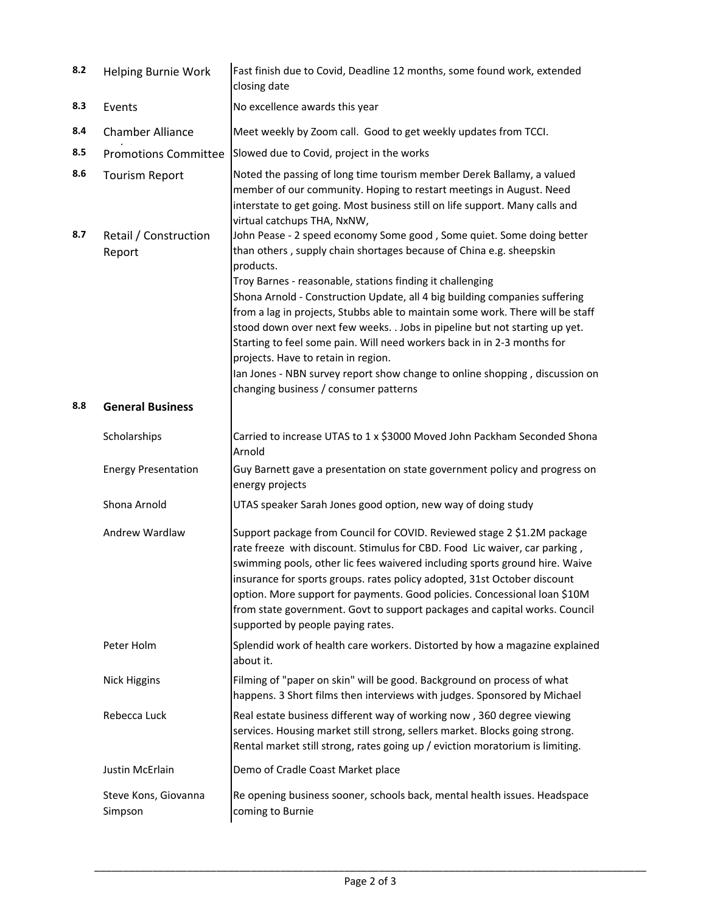| | | |
|---|---|---|
| **8.2** | Helping Burnie Work | Fast finish due to Covid, Deadline 12 months, some found work, extended closing date |
| **8.3** | Events | No excellence awards this year |
| **8.4** | Chamber Alliance | Meet weekly by Zoom call. Good to get weekly updates from TCCI. |
| **8.5** | Promotions Committee | Slowed due to Covid, project in the works |
| **8.6** | Tourism Report | Noted the passing of long time tourism member Derek Ballamy, a valued member of our community. Hoping to restart meetings in August. Need interstate to get going. Most business still on life support. Many calls and virtual catchups THA, NxNW, |
| **8.7** | Retail / Construction Report | John Pease - 2 speed economy Some good , Some quiet. Some doing better than others , supply chain shortages because of China e.g. sheepskin products.<br>Troy Barnes - reasonable, stations finding it challenging<br>Shona Arnold - Construction Update, all 4 big building companies suffering from a lag in projects, Stubbs able to maintain some work. There will be staff stood down over next few weeks. . Jobs in pipeline but not starting up yet. Starting to feel some pain. Will need workers back in in 2-3 months for projects. Have to retain in region.<br>Ian Jones - NBN survey report show change to online shopping , discussion on changing business / consumer patterns |
| **8.8** | **General Business** | |
| | Scholarships | Carried to increase UTAS to 1 x $3000 Moved John Packham Seconded Shona Arnold |
| | Energy Presentation | Guy Barnett gave a presentation on state government policy and progress on energy projects |
| | Shona Arnold | UTAS speaker Sarah Jones good option, new way of doing study |
| | Andrew Wardlaw | Support package from Council for COVID. Reviewed stage 2 $1.2M package rate freeze with discount. Stimulus for CBD. Food Lic waiver, car parking , swimming pools, other lic fees waivered including sports ground hire. Waive insurance for sports groups. rates policy adopted, 31st October discount option. More support for payments. Good policies. Concessional loan $10M from state government. Govt to support packages and capital works. Council supported by people paying rates. |
| | Peter Holm | Splendid work of health care workers. Distorted by how a magazine explained about it. |
| | Nick Higgins | Filming of "paper on skin" will be good. Background on process of what happens. 3 Short films then interviews with judges. Sponsored by Michael |
| | Rebecca Luck | Real estate business different way of working now , 360 degree viewing services. Housing market still strong, sellers market. Blocks going strong. Rental market still strong, rates going up / eviction moratorium is limiting. |
| | Justin McErlain | Demo of Cradle Coast Market place |
| | Steve Kons, Giovanna Simpson | Re opening business sooner, schools back, mental health issues. Headspace coming to Burnie |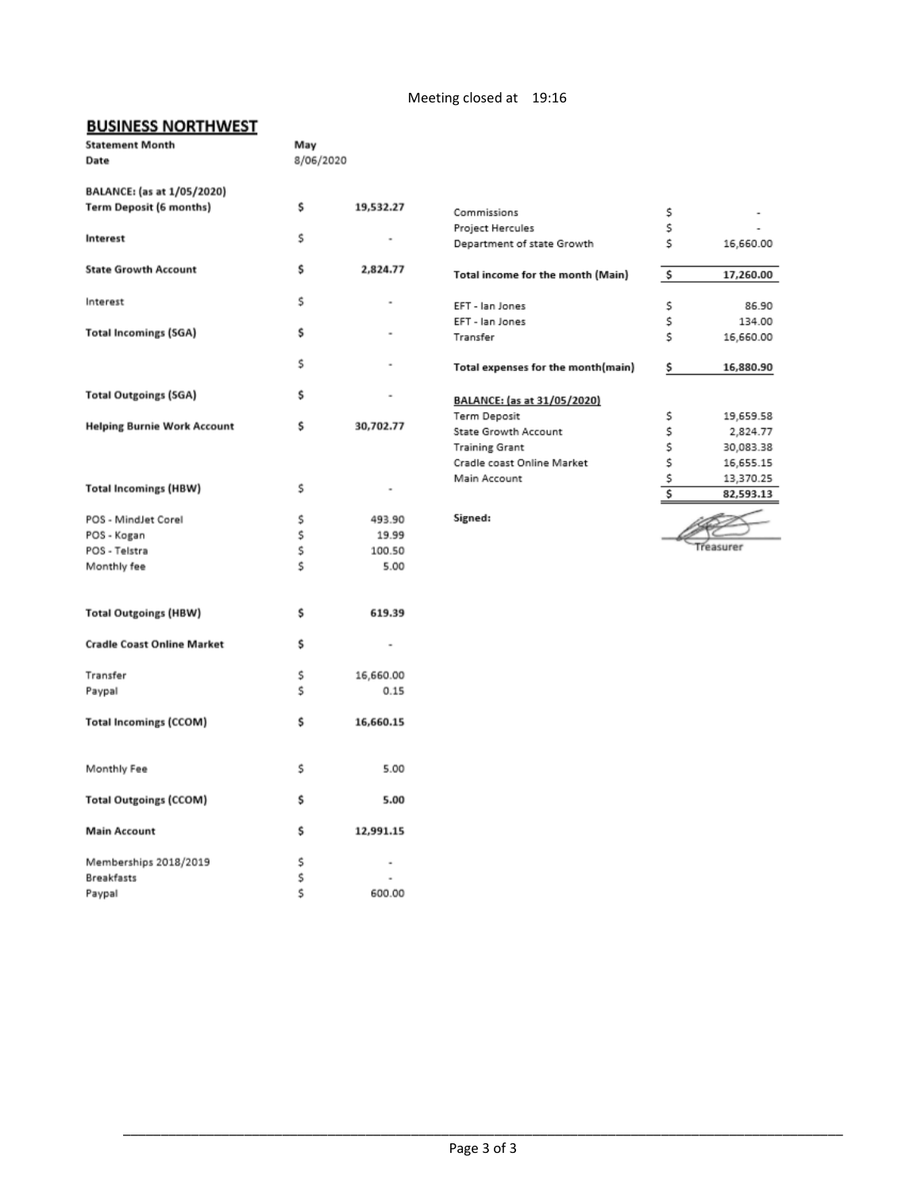Meeting closed at 19:16

## BUSINESS NORTHWEST

| | | |
|---|---|---|
| **Statement Month** | May | |
| **Date** | 8/06/2020 | |
| **BALANCE: (as at 1/05/2020)** | | |
| **Term Deposit (6 months)** | $ | 19,532.27 |
| **Interest** | $ | - |
| **State Growth Account** | $ | 2,824.77 |
| Interest | $ | - |
| **Total Incomings (SGA)** | $ | - |
| | $ | - |
| **Total Outgoings (SGA)** | $ | - |
| **Helping Burnie Work Account** | $ | 30,702.77 |
| **Total Incomings (HBW)** | $ | - |
| POS - MindJet Corel | $ | 493.90 |
| POS - Kogan | $ | 19.99 |
| POS - Telstra | $ | 100.50 |
| Monthly fee | $ | 5.00 |
| **Total Outgoings (HBW)** | $ | 619.39 |
| **Cradle Coast Online Market** | $ | - |
| Transfer | $ | 16,660.00 |
| Paypal | $ | 0.15 |
| **Total Incomings (CCOM)** | $ | 16,660.15 |
| Monthly Fee | $ | 5.00 |
| **Total Outgoings (CCOM)** | $ | 5.00 |
| **Main Account** | $ | 12,991.15 |
| Memberships 2018/2019 | $ | - |
| Breakfasts | $ | - |
| Paypal | $ | 600.00 |
| Commissions | $ | - |
| Project Hercules | $ | - |
| Department of state Growth | $ | 16,660.00 |
| **Total income for the month (Main)** | $ | 17,260.00 |
| EFT - Ian Jones | $ | 86.90 |
| EFT - Ian Jones | $ | 134.00 |
| Transfer | $ | 16,660.00 |
| **Total expenses for the month(main)** | $ | 16,880.90 |
| **BALANCE: (as at 31/05/2020)** | | |
| Term Deposit | $ | 19,659.58 |
| State Growth Account | $ | 2,824.77 |
| Training Grant | $ | 30,083.38 |
| Cradle coast Online Market | $ | 16,655.15 |
| Main Account | $ | 13,370.25 |
| | $ | 82,593.13 |

**Signed:**

Treasurer